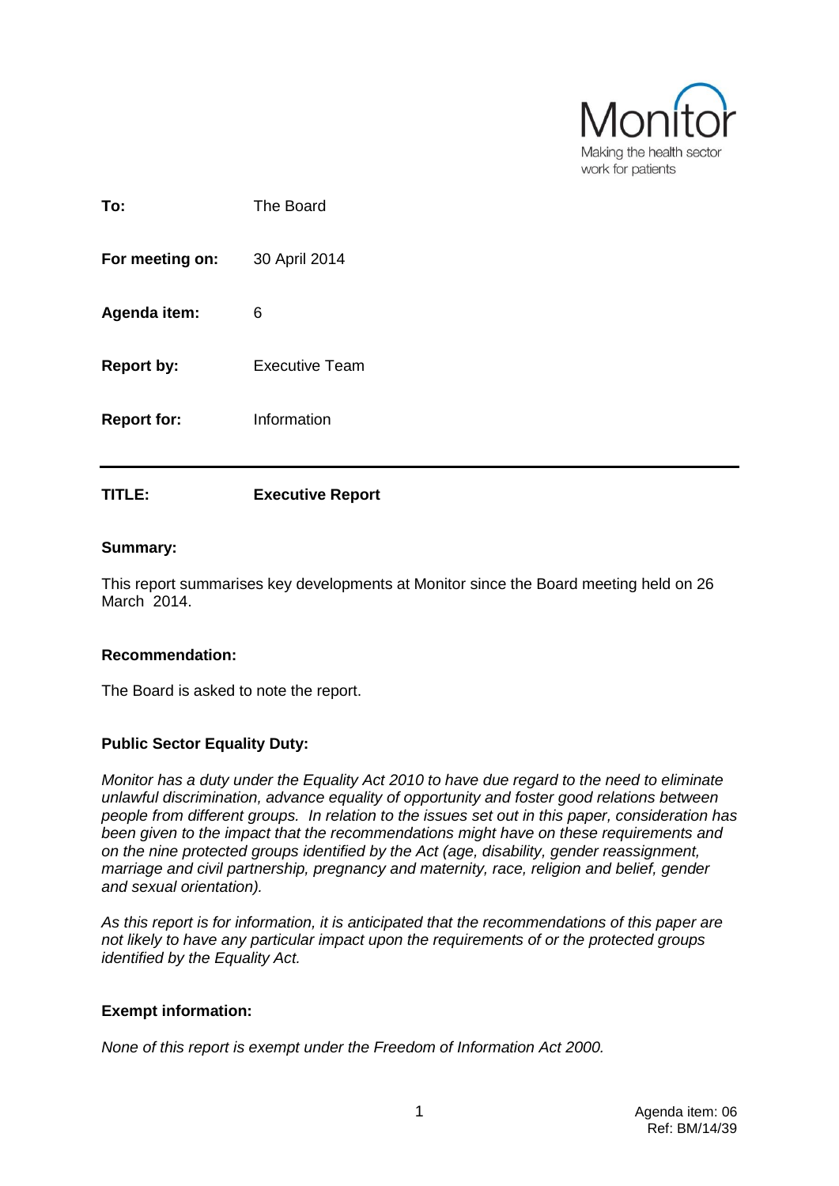Monitor
Making the health sector work for patients

| | |
|---|---|
| **To:** | The Board |
| **For meeting on:** | 30 April 2014 |
| **Agenda item:** | 6 |
| **Report by:** | Executive Team |
| **Report for:** | Information |

---

**TITLE:** **Executive Report**

**Summary:**

This report summarises key developments at Monitor since the Board meeting held on 26 March 2014.

**Recommendation:**

The Board is asked to note the report.

**Public Sector Equality Duty:**

*Monitor has a duty under the Equality Act 2010 to have due regard to the need to eliminate unlawful discrimination, advance equality of opportunity and foster good relations between people from different groups. In relation to the issues set out in this paper, consideration has been given to the impact that the recommendations might have on these requirements and on the nine protected groups identified by the Act (age, disability, gender reassignment, marriage and civil partnership, pregnancy and maternity, race, religion and belief, gender and sexual orientation).*

*As this report is for information, it is anticipated that the recommendations of this paper are not likely to have any particular impact upon the requirements of or the protected groups identified by the Equality Act.*

**Exempt information:**

*None of this report is exempt under the Freedom of Information Act 2000.*

Agenda item: 06
Ref: BM/14/39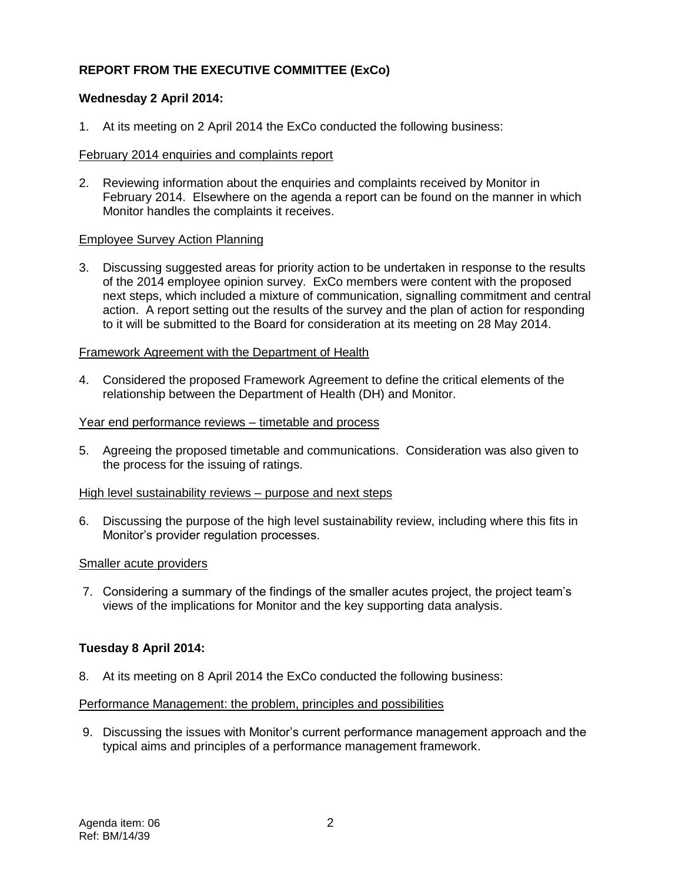## REPORT FROM THE EXECUTIVE COMMITTEE (ExCo)

### Wednesday 2 April 2014:

1. At its meeting on 2 April 2014 the ExCo conducted the following business:

<u>February 2014 enquiries and complaints report</u>

2. Reviewing information about the enquiries and complaints received by Monitor in February 2014. Elsewhere on the agenda a report can be found on the manner in which Monitor handles the complaints it receives.

<u>Employee Survey Action Planning</u>

3. Discussing suggested areas for priority action to be undertaken in response to the results of the 2014 employee opinion survey. ExCo members were content with the proposed next steps, which included a mixture of communication, signalling commitment and central action. A report setting out the results of the survey and the plan of action for responding to it will be submitted to the Board for consideration at its meeting on 28 May 2014.

<u>Framework Agreement with the Department of Health</u>

4. Considered the proposed Framework Agreement to define the critical elements of the relationship between the Department of Health (DH) and Monitor.

<u>Year end performance reviews – timetable and process</u>

5. Agreeing the proposed timetable and communications. Consideration was also given to the process for the issuing of ratings.

<u>High level sustainability reviews – purpose and next steps</u>

6. Discussing the purpose of the high level sustainability review, including where this fits in Monitor's provider regulation processes.

<u>Smaller acute providers</u>

7. Considering a summary of the findings of the smaller acutes project, the project team's views of the implications for Monitor and the key supporting data analysis.

### Tuesday 8 April 2014:

8. At its meeting on 8 April 2014 the ExCo conducted the following business:

<u>Performance Management: the problem, principles and possibilities</u>

9. Discussing the issues with Monitor's current performance management approach and the typical aims and principles of a performance management framework.

Agenda item: 06
Ref: BM/14/39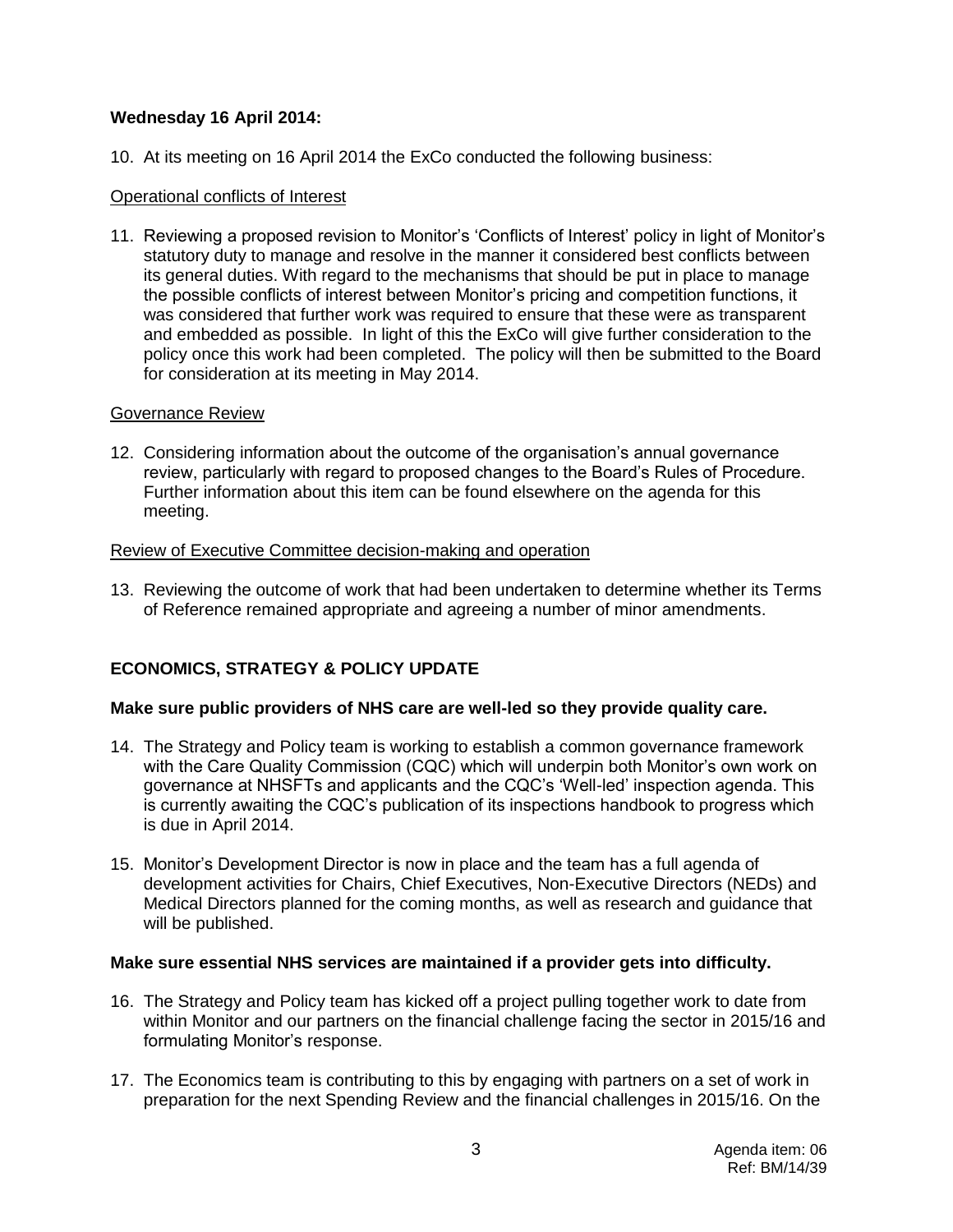**Wednesday 16 April 2014:**

10. At its meeting on 16 April 2014 the ExCo conducted the following business:

Operational conflicts of Interest

11. Reviewing a proposed revision to Monitor's 'Conflicts of Interest' policy in light of Monitor's statutory duty to manage and resolve in the manner it considered best conflicts between its general duties. With regard to the mechanisms that should be put in place to manage the possible conflicts of interest between Monitor's pricing and competition functions, it was considered that further work was required to ensure that these were as transparent and embedded as possible. In light of this the ExCo will give further consideration to the policy once this work had been completed. The policy will then be submitted to the Board for consideration at its meeting in May 2014.

Governance Review

12. Considering information about the outcome of the organisation's annual governance review, particularly with regard to proposed changes to the Board's Rules of Procedure. Further information about this item can be found elsewhere on the agenda for this meeting.

Review of Executive Committee decision-making and operation

13. Reviewing the outcome of work that had been undertaken to determine whether its Terms of Reference remained appropriate and agreeing a number of minor amendments.

## ECONOMICS, STRATEGY & POLICY UPDATE

**Make sure public providers of NHS care are well-led so they provide quality care.**

14. The Strategy and Policy team is working to establish a common governance framework with the Care Quality Commission (CQC) which will underpin both Monitor's own work on governance at NHSFTs and applicants and the CQC's 'Well-led' inspection agenda. This is currently awaiting the CQC's publication of its inspections handbook to progress which is due in April 2014.

15. Monitor's Development Director is now in place and the team has a full agenda of development activities for Chairs, Chief Executives, Non-Executive Directors (NEDs) and Medical Directors planned for the coming months, as well as research and guidance that will be published.

**Make sure essential NHS services are maintained if a provider gets into difficulty.**

16. The Strategy and Policy team has kicked off a project pulling together work to date from within Monitor and our partners on the financial challenge facing the sector in 2015/16 and formulating Monitor's response.

17. The Economics team is contributing to this by engaging with partners on a set of work in preparation for the next Spending Review and the financial challenges in 2015/16. On the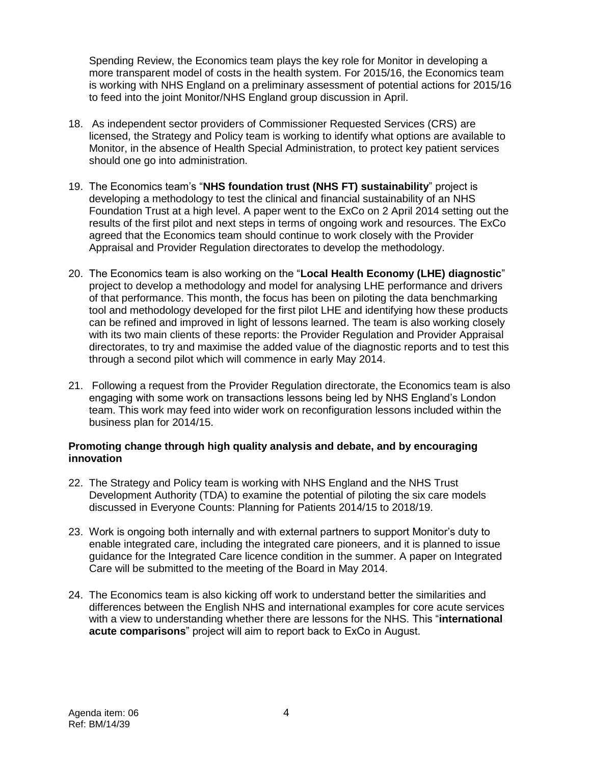Spending Review, the Economics team plays the key role for Monitor in developing a more transparent model of costs in the health system. For 2015/16, the Economics team is working with NHS England on a preliminary assessment of potential actions for 2015/16 to feed into the joint Monitor/NHS England group discussion in April.

18. As independent sector providers of Commissioner Requested Services (CRS) are licensed, the Strategy and Policy team is working to identify what options are available to Monitor, in the absence of Health Special Administration, to protect key patient services should one go into administration.

19. The Economics team's "**NHS foundation trust (NHS FT) sustainability**" project is developing a methodology to test the clinical and financial sustainability of an NHS Foundation Trust at a high level. A paper went to the ExCo on 2 April 2014 setting out the results of the first pilot and next steps in terms of ongoing work and resources. The ExCo agreed that the Economics team should continue to work closely with the Provider Appraisal and Provider Regulation directorates to develop the methodology.

20. The Economics team is also working on the "**Local Health Economy (LHE) diagnostic**" project to develop a methodology and model for analysing LHE performance and drivers of that performance. This month, the focus has been on piloting the data benchmarking tool and methodology developed for the first pilot LHE and identifying how these products can be refined and improved in light of lessons learned. The team is also working closely with its two main clients of these reports: the Provider Regulation and Provider Appraisal directorates, to try and maximise the added value of the diagnostic reports and to test this through a second pilot which will commence in early May 2014.

21. Following a request from the Provider Regulation directorate, the Economics team is also engaging with some work on transactions lessons being led by NHS England's London team. This work may feed into wider work on reconfiguration lessons included within the business plan for 2014/15.

**Promoting change through high quality analysis and debate, and by encouraging innovation**

22. The Strategy and Policy team is working with NHS England and the NHS Trust Development Authority (TDA) to examine the potential of piloting the six care models discussed in Everyone Counts: Planning for Patients 2014/15 to 2018/19.

23. Work is ongoing both internally and with external partners to support Monitor's duty to enable integrated care, including the integrated care pioneers, and it is planned to issue guidance for the Integrated Care licence condition in the summer. A paper on Integrated Care will be submitted to the meeting of the Board in May 2014.

24. The Economics team is also kicking off work to understand better the similarities and differences between the English NHS and international examples for core acute services with a view to understanding whether there are lessons for the NHS. This "**international acute comparisons**" project will aim to report back to ExCo in August.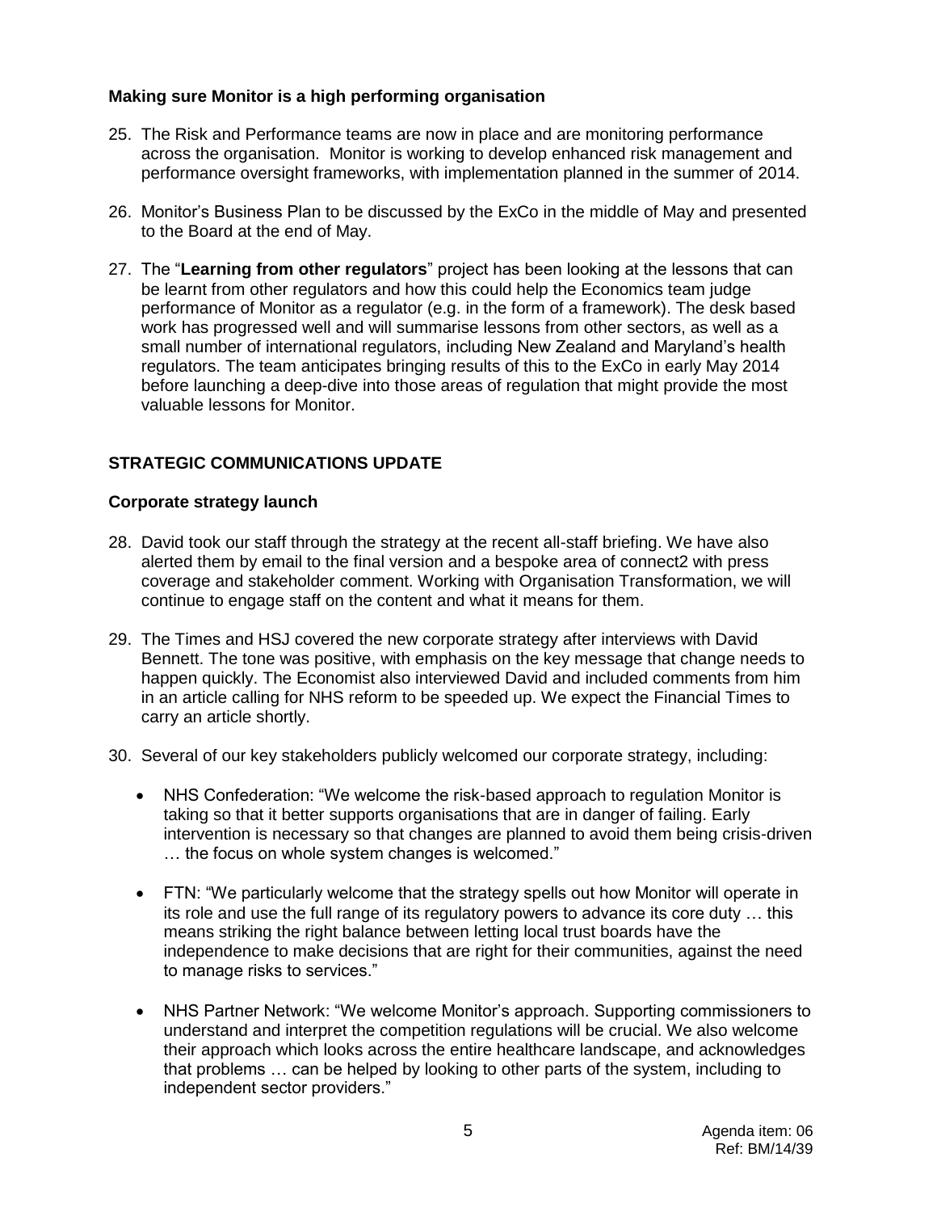### Making sure Monitor is a high performing organisation

25. The Risk and Performance teams are now in place and are monitoring performance across the organisation. Monitor is working to develop enhanced risk management and performance oversight frameworks, with implementation planned in the summer of 2014.

26. Monitor's Business Plan to be discussed by the ExCo in the middle of May and presented to the Board at the end of May.

27. The "**Learning from other regulators**" project has been looking at the lessons that can be learnt from other regulators and how this could help the Economics team judge performance of Monitor as a regulator (e.g. in the form of a framework). The desk based work has progressed well and will summarise lessons from other sectors, as well as a small number of international regulators, including New Zealand and Maryland's health regulators. The team anticipates bringing results of this to the ExCo in early May 2014 before launching a deep-dive into those areas of regulation that might provide the most valuable lessons for Monitor.

## STRATEGIC COMMUNICATIONS UPDATE

### Corporate strategy launch

28. David took our staff through the strategy at the recent all-staff briefing. We have also alerted them by email to the final version and a bespoke area of connect2 with press coverage and stakeholder comment. Working with Organisation Transformation, we will continue to engage staff on the content and what it means for them.

29. The Times and HSJ covered the new corporate strategy after interviews with David Bennett. The tone was positive, with emphasis on the key message that change needs to happen quickly. The Economist also interviewed David and included comments from him in an article calling for NHS reform to be speeded up. We expect the Financial Times to carry an article shortly.

30. Several of our key stakeholders publicly welcomed our corporate strategy, including:

    - NHS Confederation: "We welcome the risk-based approach to regulation Monitor is taking so that it better supports organisations that are in danger of failing. Early intervention is necessary so that changes are planned to avoid them being crisis-driven … the focus on whole system changes is welcomed."
    - FTN: "We particularly welcome that the strategy spells out how Monitor will operate in its role and use the full range of its regulatory powers to advance its core duty … this means striking the right balance between letting local trust boards have the independence to make decisions that are right for their communities, against the need to manage risks to services."
    - NHS Partner Network: "We welcome Monitor's approach. Supporting commissioners to understand and interpret the competition regulations will be crucial. We also welcome their approach which looks across the entire healthcare landscape, and acknowledges that problems … can be helped by looking to other parts of the system, including to independent sector providers."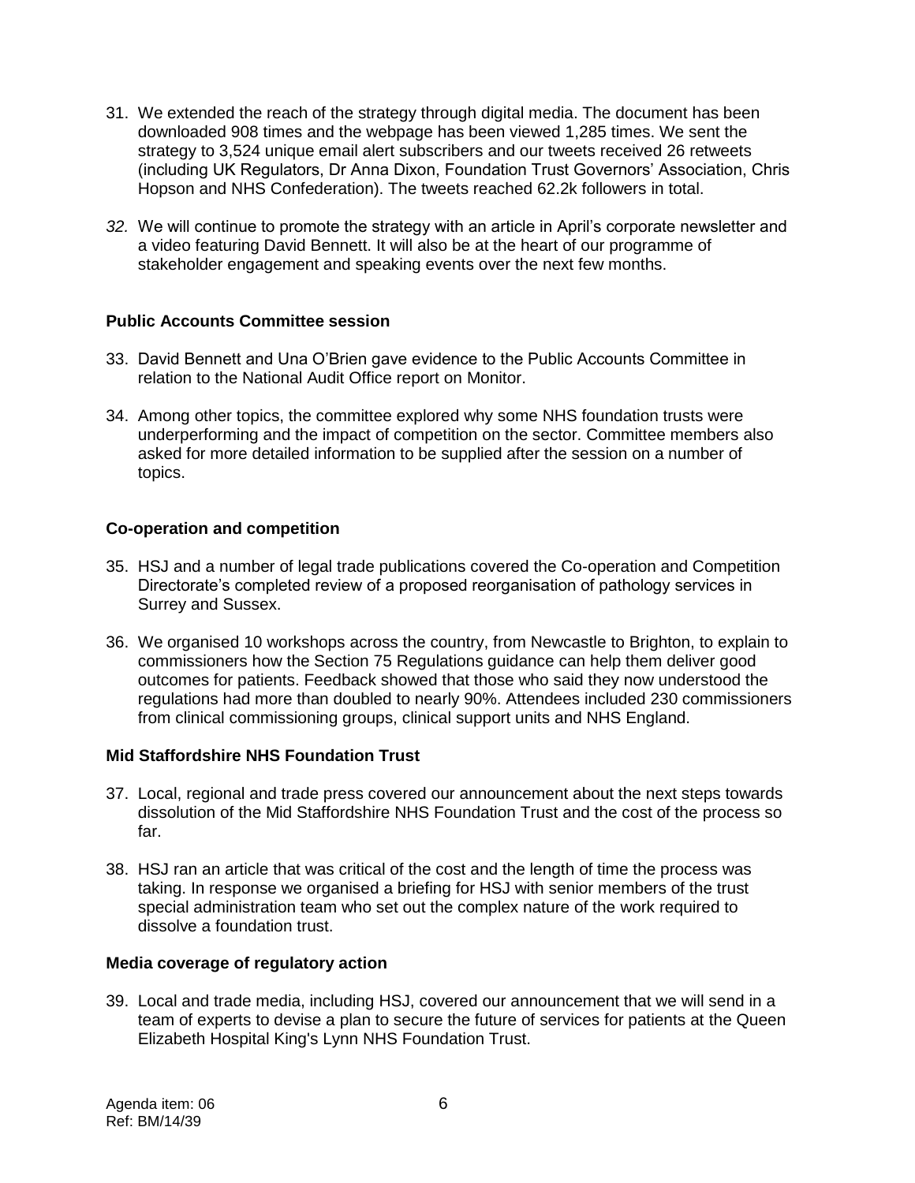31. We extended the reach of the strategy through digital media. The document has been downloaded 908 times and the webpage has been viewed 1,285 times. We sent the strategy to 3,524 unique email alert subscribers and our tweets received 26 retweets (including UK Regulators, Dr Anna Dixon, Foundation Trust Governors' Association, Chris Hopson and NHS Confederation). The tweets reached 62.2k followers in total.

32. We will continue to promote the strategy with an article in April's corporate newsletter and a video featuring David Bennett. It will also be at the heart of our programme of stakeholder engagement and speaking events over the next few months.

**Public Accounts Committee session**

33. David Bennett and Una O'Brien gave evidence to the Public Accounts Committee in relation to the National Audit Office report on Monitor.

34. Among other topics, the committee explored why some NHS foundation trusts were underperforming and the impact of competition on the sector. Committee members also asked for more detailed information to be supplied after the session on a number of topics.

**Co-operation and competition**

35. HSJ and a number of legal trade publications covered the Co-operation and Competition Directorate's completed review of a proposed reorganisation of pathology services in Surrey and Sussex.

36. We organised 10 workshops across the country, from Newcastle to Brighton, to explain to commissioners how the Section 75 Regulations guidance can help them deliver good outcomes for patients. Feedback showed that those who said they now understood the regulations had more than doubled to nearly 90%. Attendees included 230 commissioners from clinical commissioning groups, clinical support units and NHS England.

**Mid Staffordshire NHS Foundation Trust**

37. Local, regional and trade press covered our announcement about the next steps towards dissolution of the Mid Staffordshire NHS Foundation Trust and the cost of the process so far.

38. HSJ ran an article that was critical of the cost and the length of time the process was taking. In response we organised a briefing for HSJ with senior members of the trust special administration team who set out the complex nature of the work required to dissolve a foundation trust.

**Media coverage of regulatory action**

39. Local and trade media, including HSJ, covered our announcement that we will send in a team of experts to devise a plan to secure the future of services for patients at the Queen Elizabeth Hospital King's Lynn NHS Foundation Trust.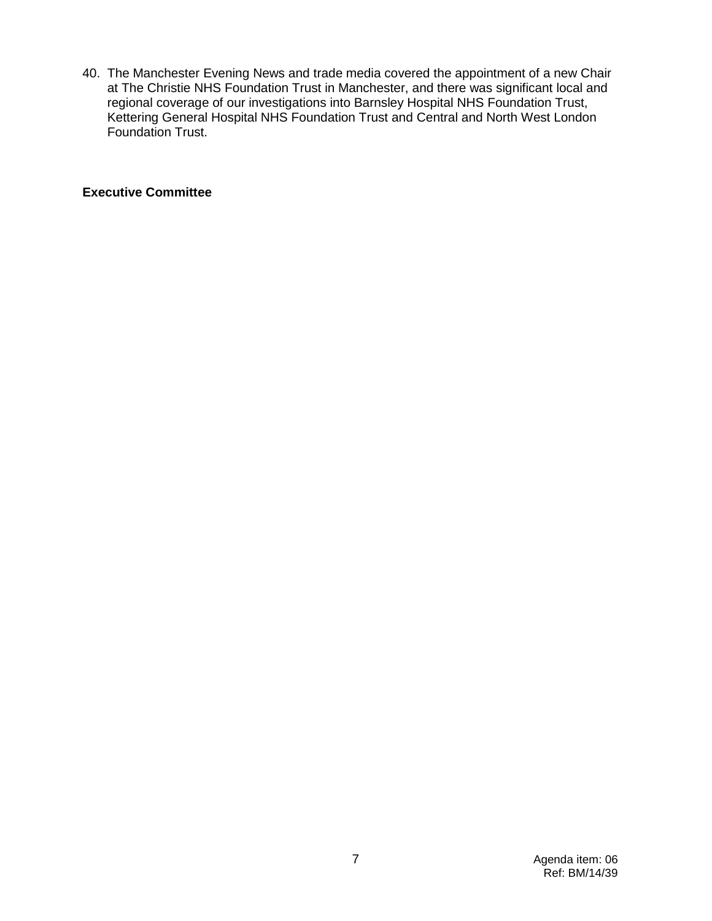40. The Manchester Evening News and trade media covered the appointment of a new Chair at The Christie NHS Foundation Trust in Manchester, and there was significant local and regional coverage of our investigations into Barnsley Hospital NHS Foundation Trust, Kettering General Hospital NHS Foundation Trust and Central and North West London Foundation Trust.

**Executive Committee**